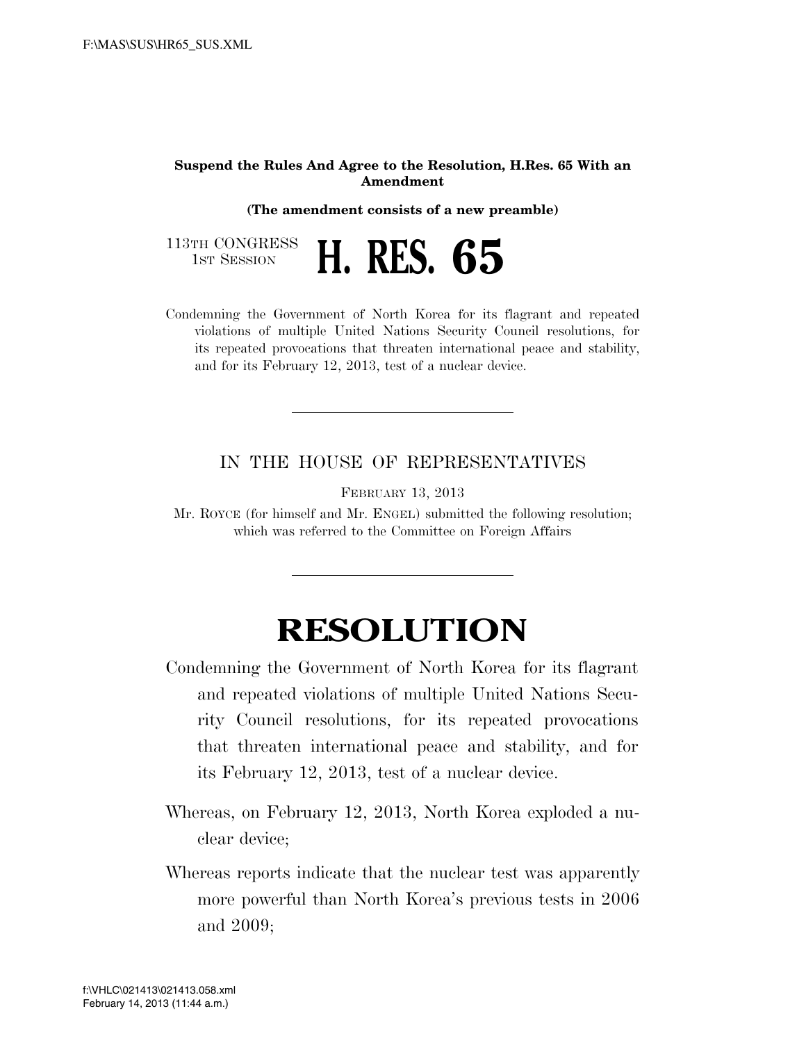**Suspend the Rules And Agree to the Resolution, H.Res. 65 With an Amendment**

**(The amendment consists of a new preamble)**

113TH CONGRESS
1ST SESSION

# H. RES. 65

Condemning the Government of North Korea for its flagrant and repeated violations of multiple United Nations Security Council resolutions, for its repeated provocations that threaten international peace and stability, and for its February 12, 2013, test of a nuclear device.

---

IN THE HOUSE OF REPRESENTATIVES

FEBRUARY 13, 2013

Mr. ROYCE (for himself and Mr. ENGEL) submitted the following resolution; which was referred to the Committee on Foreign Affairs

---

# RESOLUTION

Condemning the Government of North Korea for its flagrant and repeated violations of multiple United Nations Security Council resolutions, for its repeated provocations that threaten international peace and stability, and for its February 12, 2013, test of a nuclear device.

Whereas, on February 12, 2013, North Korea exploded a nuclear device;

Whereas reports indicate that the nuclear test was apparently more powerful than North Korea's previous tests in 2006 and 2009;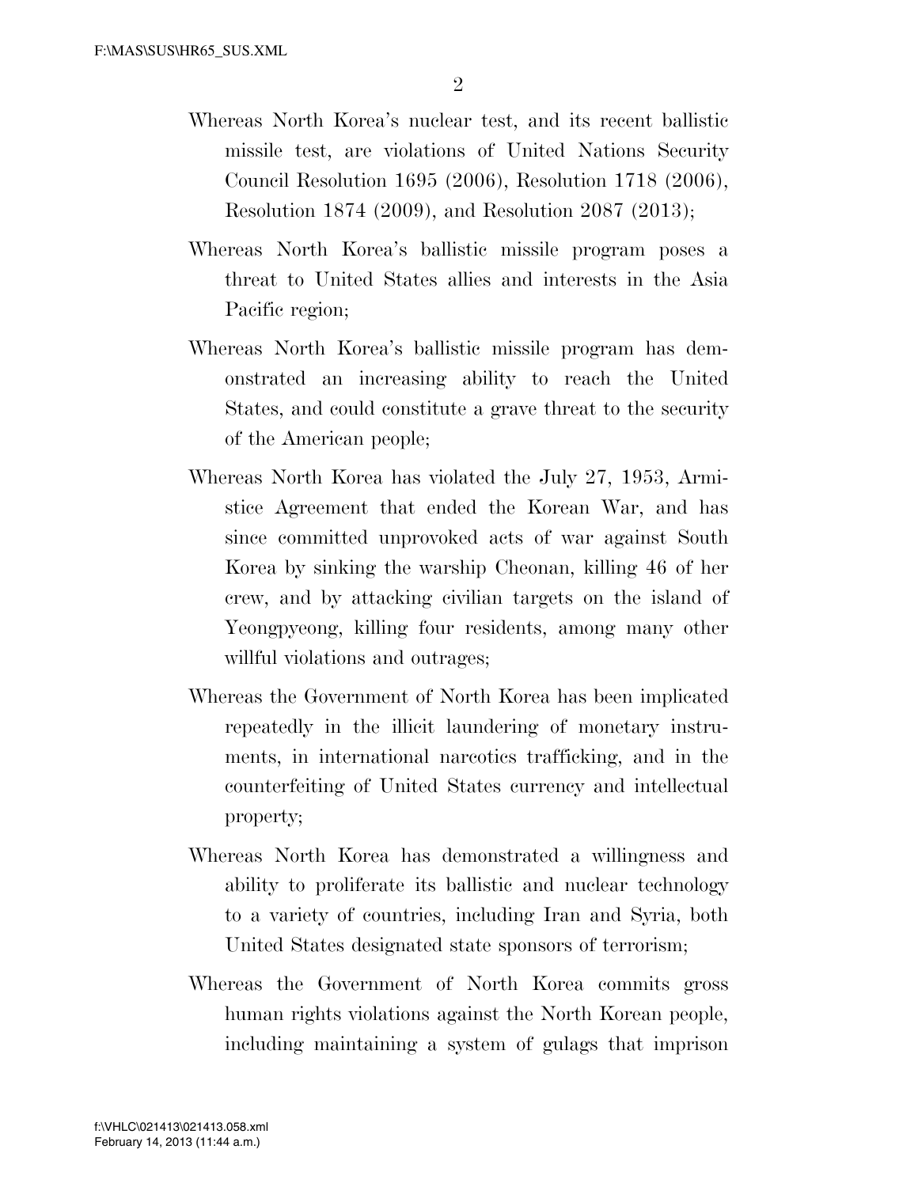Whereas North Korea's nuclear test, and its recent ballistic missile test, are violations of United Nations Security Council Resolution 1695 (2006), Resolution 1718 (2006), Resolution 1874 (2009), and Resolution 2087 (2013);

Whereas North Korea's ballistic missile program poses a threat to United States allies and interests in the Asia Pacific region;

Whereas North Korea's ballistic missile program has demonstrated an increasing ability to reach the United States, and could constitute a grave threat to the security of the American people;

Whereas North Korea has violated the July 27, 1953, Armistice Agreement that ended the Korean War, and has since committed unprovoked acts of war against South Korea by sinking the warship Cheonan, killing 46 of her crew, and by attacking civilian targets on the island of Yeongpyeong, killing four residents, among many other willful violations and outrages;

Whereas the Government of North Korea has been implicated repeatedly in the illicit laundering of monetary instruments, in international narcotics trafficking, and in the counterfeiting of United States currency and intellectual property;

Whereas North Korea has demonstrated a willingness and ability to proliferate its ballistic and nuclear technology to a variety of countries, including Iran and Syria, both United States designated state sponsors of terrorism;

Whereas the Government of North Korea commits gross human rights violations against the North Korean people, including maintaining a system of gulags that imprison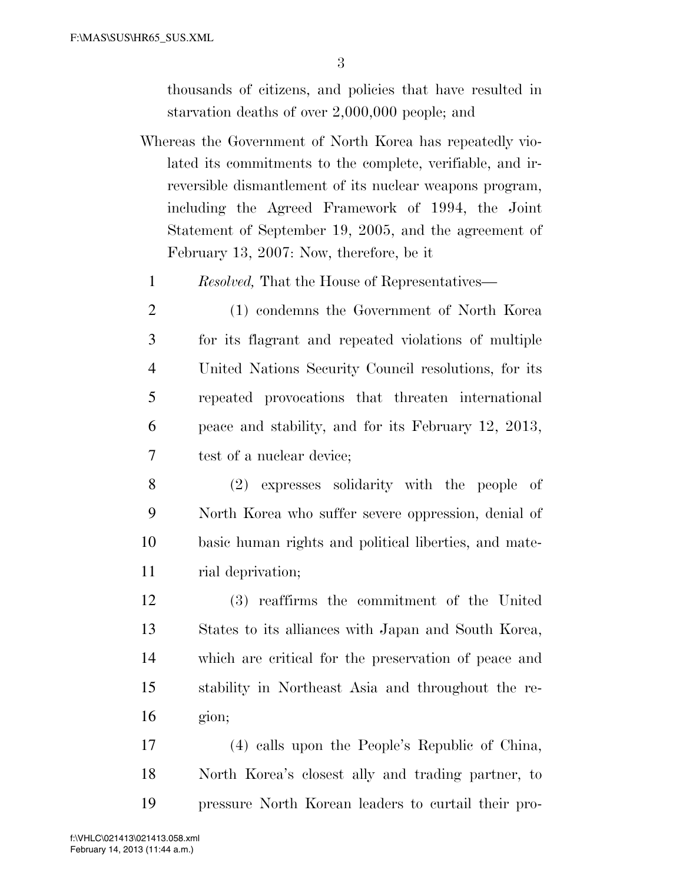thousands of citizens, and policies that have resulted in starvation deaths of over 2,000,000 people; and

Whereas the Government of North Korea has repeatedly violated its commitments to the complete, verifiable, and irreversible dismantlement of its nuclear weapons program, including the Agreed Framework of 1994, the Joint Statement of September 19, 2005, and the agreement of February 13, 2007: Now, therefore, be it

*Resolved,* That the House of Representatives—

(1) condemns the Government of North Korea for its flagrant and repeated violations of multiple United Nations Security Council resolutions, for its repeated provocations that threaten international peace and stability, and for its February 12, 2013, test of a nuclear device;

(2) expresses solidarity with the people of North Korea who suffer severe oppression, denial of basic human rights and political liberties, and material deprivation;

(3) reaffirms the commitment of the United States to its alliances with Japan and South Korea, which are critical for the preservation of peace and stability in Northeast Asia and throughout the region;

(4) calls upon the People's Republic of China, North Korea's closest ally and trading partner, to pressure North Korean leaders to curtail their pro-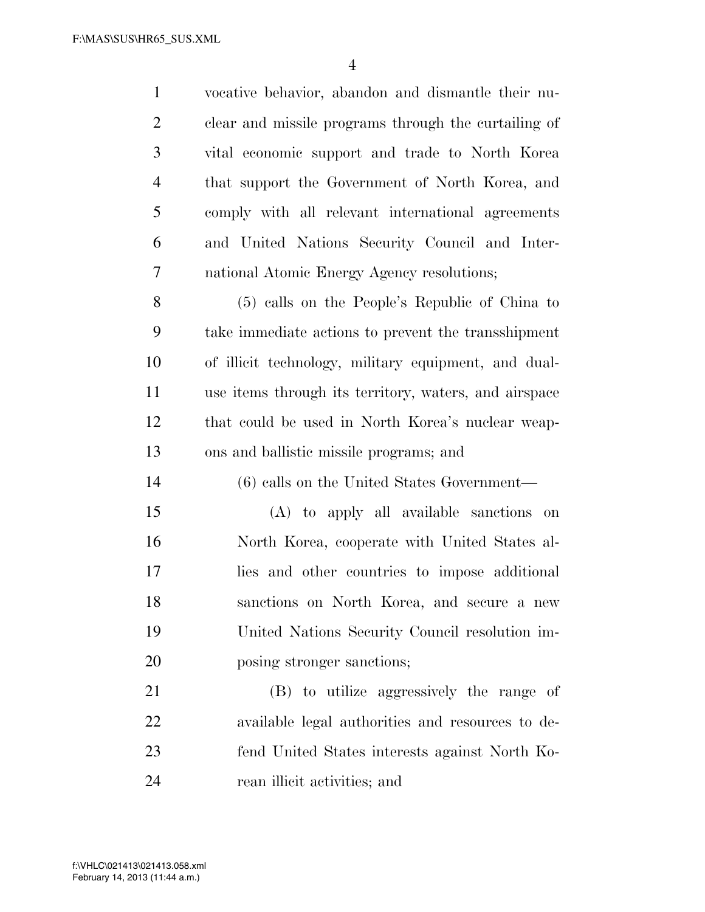vocative behavior, abandon and dismantle their nuclear and missile programs through the curtailing of vital economic support and trade to North Korea that support the Government of North Korea, and comply with all relevant international agreements and United Nations Security Council and International Atomic Energy Agency resolutions;

(5) calls on the People's Republic of China to take immediate actions to prevent the transshipment of illicit technology, military equipment, and dual-use items through its territory, waters, and airspace that could be used in North Korea's nuclear weapons and ballistic missile programs; and

(6) calls on the United States Government—

(A) to apply all available sanctions on North Korea, cooperate with United States allies and other countries to impose additional sanctions on North Korea, and secure a new United Nations Security Council resolution imposing stronger sanctions;

(B) to utilize aggressively the range of available legal authorities and resources to defend United States interests against North Korean illicit activities; and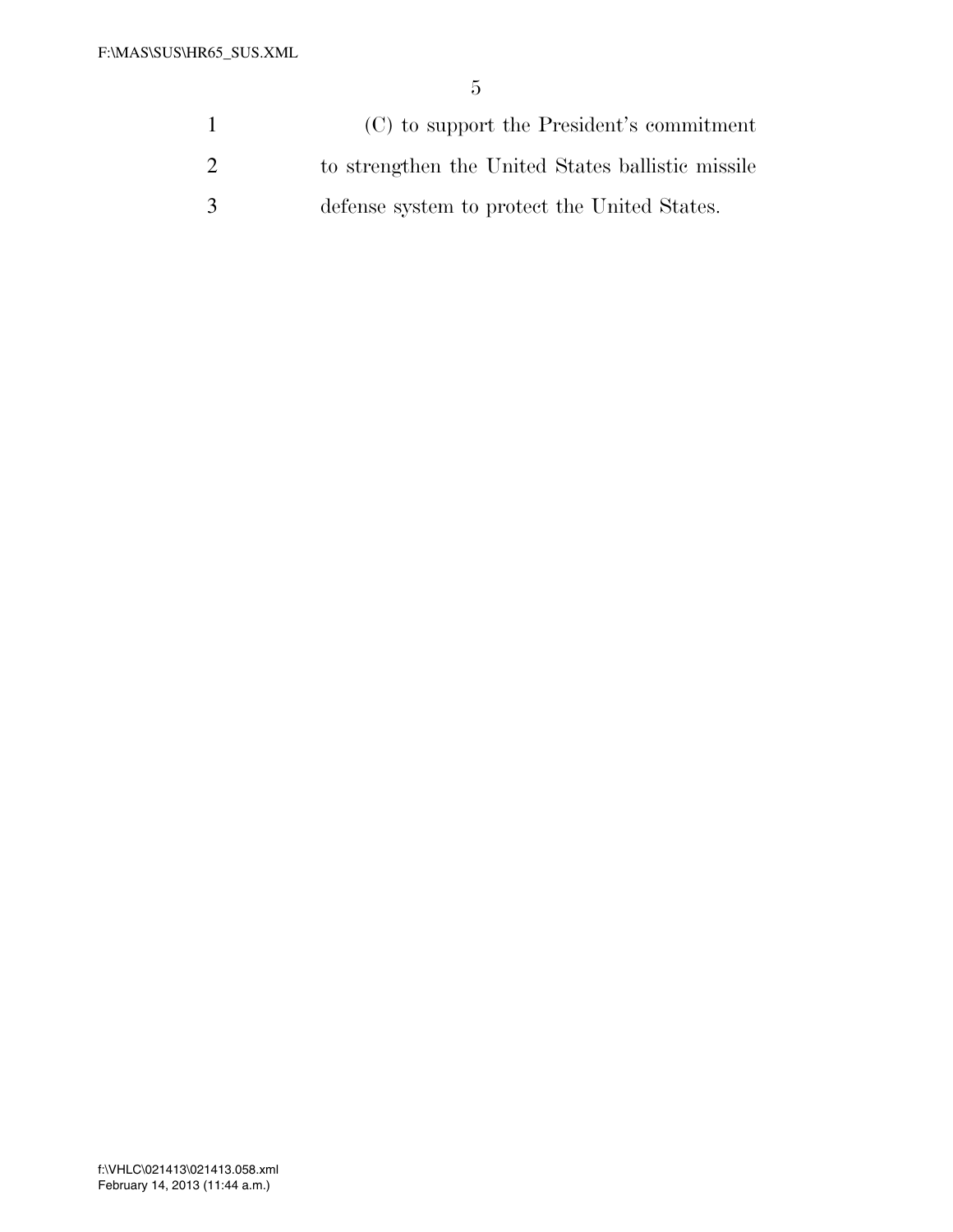(C) to support the President's commitment to strengthen the United States ballistic missile defense system to protect the United States.